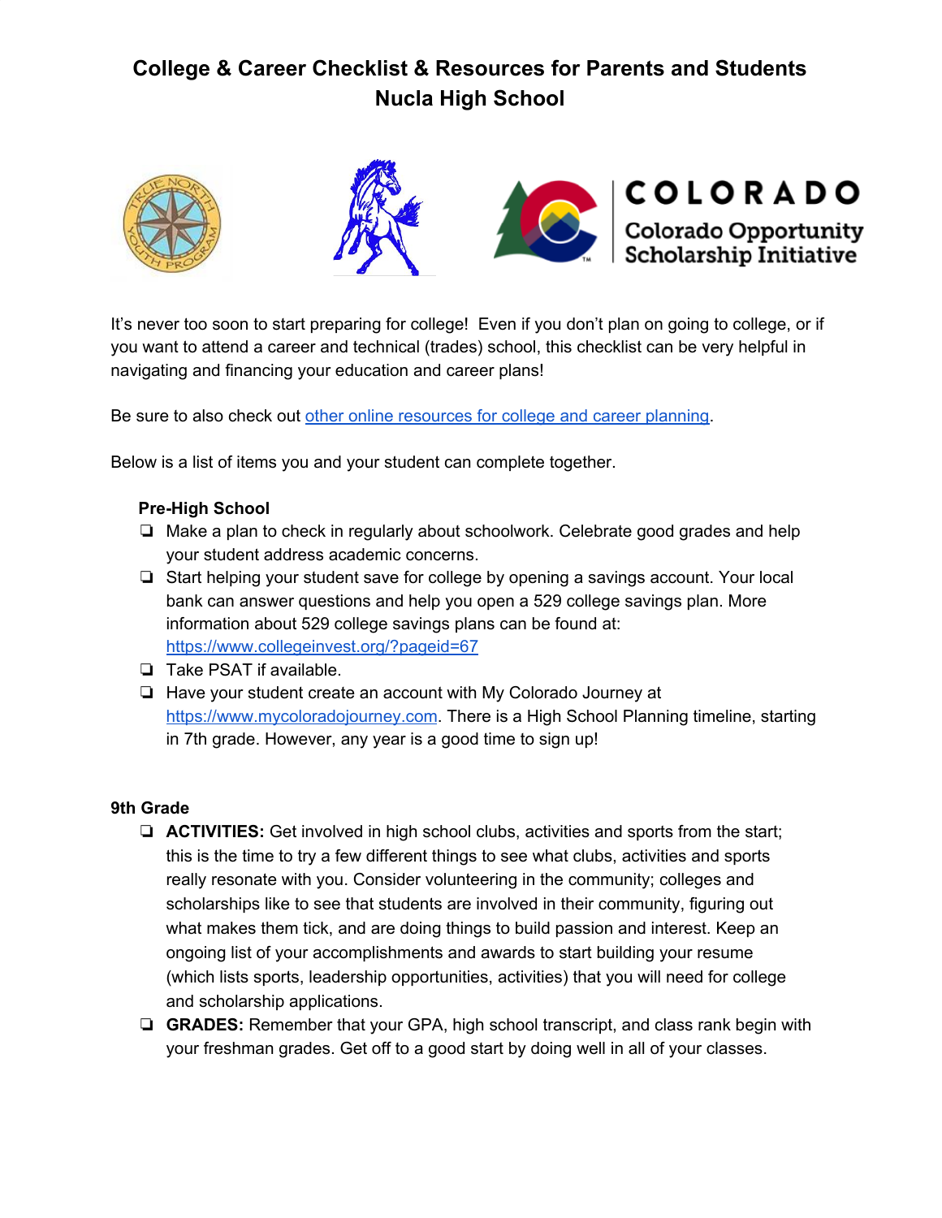# College & Career Checklist & Resources for Parents and Students
# Nucla High School

It's never too soon to start preparing for college! Even if you don't plan on going to college, or if you want to attend a career and technical (trades) school, this checklist can be very helpful in navigating and financing your education and career plans!

Be sure to also check out other online resources for college and career planning.

Below is a list of items you and your student can complete together.

### Pre-High School

- ❏ Make a plan to check in regularly about schoolwork. Celebrate good grades and help your student address academic concerns.
- ❏ Start helping your student save for college by opening a savings account. Your local bank can answer questions and help you open a 529 college savings plan. More information about 529 college savings plans can be found at: https://www.collegeinvest.org/?pageid=67
- ❏ Take PSAT if available.
- ❏ Have your student create an account with My Colorado Journey at https://www.mycoloradojourney.com. There is a High School Planning timeline, starting in 7th grade. However, any year is a good time to sign up!

### 9th Grade

- ❏ **ACTIVITIES:** Get involved in high school clubs, activities and sports from the start; this is the time to try a few different things to see what clubs, activities and sports really resonate with you. Consider volunteering in the community; colleges and scholarships like to see that students are involved in their community, figuring out what makes them tick, and are doing things to build passion and interest. Keep an ongoing list of your accomplishments and awards to start building your resume (which lists sports, leadership opportunities, activities) that you will need for college and scholarship applications.
- ❏ **GRADES:** Remember that your GPA, high school transcript, and class rank begin with your freshman grades. Get off to a good start by doing well in all of your classes.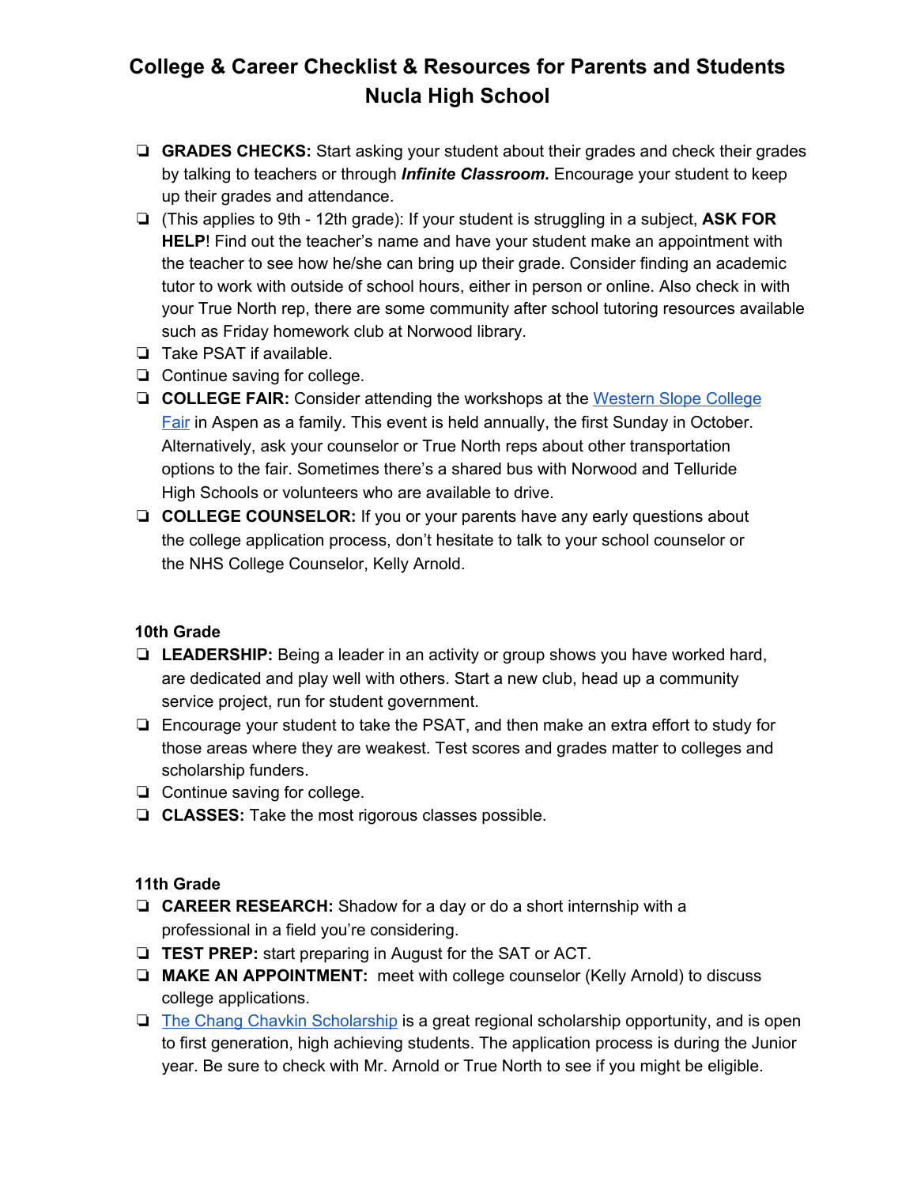# College & Career Checklist & Resources for Parents and Students
## Nucla High School

- ❏ **GRADES CHECKS:** Start asking your student about their grades and check their grades by talking to teachers or through ***Infinite Classroom.*** Encourage your student to keep up their grades and attendance.
- ❏ (This applies to 9th - 12th grade): If your student is struggling in a subject, **ASK FOR HELP**! Find out the teacher's name and have your student make an appointment with the teacher to see how he/she can bring up their grade. Consider finding an academic tutor to work with outside of school hours, either in person or online. Also check in with your True North rep, there are some community after school tutoring resources available such as Friday homework club at Norwood library.
- ❏ Take PSAT if available.
- ❏ Continue saving for college.
- ❏ **COLLEGE FAIR:** Consider attending the workshops at the Western Slope College Fair in Aspen as a family. This event is held annually, the first Sunday in October. Alternatively, ask your counselor or True North reps about other transportation options to the fair. Sometimes there's a shared bus with Norwood and Telluride High Schools or volunteers who are available to drive.
- ❏ **COLLEGE COUNSELOR:** If you or your parents have any early questions about the college application process, don't hesitate to talk to your school counselor or the NHS College Counselor, Kelly Arnold.

**10th Grade**

- ❏ **LEADERSHIP:** Being a leader in an activity or group shows you have worked hard, are dedicated and play well with others. Start a new club, head up a community service project, run for student government.
- ❏ Encourage your student to take the PSAT, and then make an extra effort to study for those areas where they are weakest. Test scores and grades matter to colleges and scholarship funders.
- ❏ Continue saving for college.
- ❏ **CLASSES:** Take the most rigorous classes possible.

**11th Grade**

- ❏ **CAREER RESEARCH:** Shadow for a day or do a short internship with a professional in a field you're considering.
- ❏ **TEST PREP:** start preparing in August for the SAT or ACT.
- ❏ **MAKE AN APPOINTMENT:** meet with college counselor (Kelly Arnold) to discuss college applications.
- ❏ The Chang Chavkin Scholarship is a great regional scholarship opportunity, and is open to first generation, high achieving students. The application process is during the Junior year. Be sure to check with Mr. Arnold or True North to see if you might be eligible.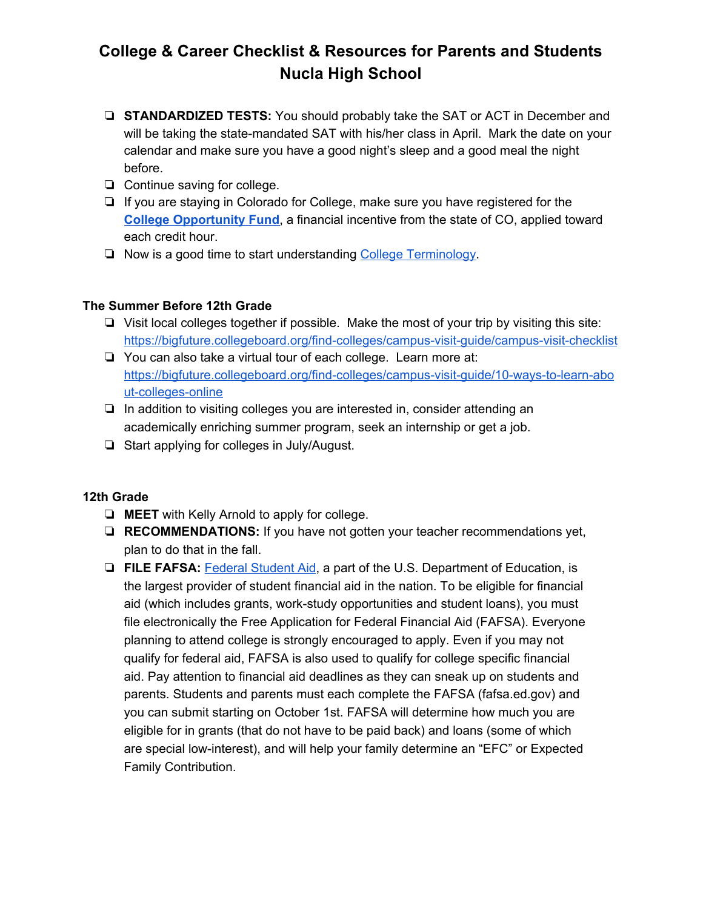# College & Career Checklist & Resources for Parents and Students
# Nucla High School

- ❏ **STANDARDIZED TESTS:** You should probably take the SAT or ACT in December and will be taking the state-mandated SAT with his/her class in April. Mark the date on your calendar and make sure you have a good night's sleep and a good meal the night before.
- ❏ Continue saving for college.
- ❏ If you are staying in Colorado for College, make sure you have registered for the **College Opportunity Fund**, a financial incentive from the state of CO, applied toward each credit hour.
- ❏ Now is a good time to start understanding College Terminology.

### The Summer Before 12th Grade

- ❏ Visit local colleges together if possible. Make the most of your trip by visiting this site: https://bigfuture.collegeboard.org/find-colleges/campus-visit-guide/campus-visit-checklist
- ❏ You can also take a virtual tour of each college. Learn more at: https://bigfuture.collegeboard.org/find-colleges/campus-visit-guide/10-ways-to-learn-about-colleges-online
- ❏ In addition to visiting colleges you are interested in, consider attending an academically enriching summer program, seek an internship or get a job.
- ❏ Start applying for colleges in July/August.

### 12th Grade

- ❏ **MEET** with Kelly Arnold to apply for college.
- ❏ **RECOMMENDATIONS:** If you have not gotten your teacher recommendations yet, plan to do that in the fall.
- ❏ **FILE FAFSA:** Federal Student Aid, a part of the U.S. Department of Education, is the largest provider of student financial aid in the nation. To be eligible for financial aid (which includes grants, work-study opportunities and student loans), you must file electronically the Free Application for Federal Financial Aid (FAFSA). Everyone planning to attend college is strongly encouraged to apply. Even if you may not qualify for federal aid, FAFSA is also used to qualify for college specific financial aid. Pay attention to financial aid deadlines as they can sneak up on students and parents. Students and parents must each complete the FAFSA (fafsa.ed.gov) and you can submit starting on October 1st. FAFSA will determine how much you are eligible for in grants (that do not have to be paid back) and loans (some of which are special low-interest), and will help your family determine an "EFC" or Expected Family Contribution.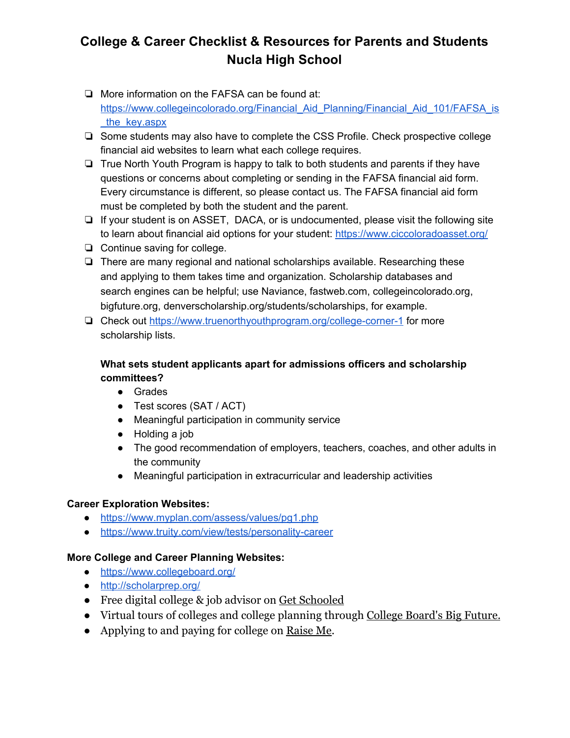# College & Career Checklist & Resources for Parents and Students
# Nucla High School

- [ ] More information on the FAFSA can be found at: https://www.collegeincolorado.org/Financial_Aid_Planning/Financial_Aid_101/FAFSA_is_the_key.aspx
- [ ] Some students may also have to complete the CSS Profile. Check prospective college financial aid websites to learn what each college requires.
- [ ] True North Youth Program is happy to talk to both students and parents if they have questions or concerns about completing or sending in the FAFSA financial aid form. Every circumstance is different, so please contact us. The FAFSA financial aid form must be completed by both the student and the parent.
- [ ] If your student is on ASSET, DACA, or is undocumented, please visit the following site to learn about financial aid options for your student: https://www.ciccoloradoasset.org/
- [ ] Continue saving for college.
- [ ] There are many regional and national scholarships available. Researching these and applying to them takes time and organization. Scholarship databases and search engines can be helpful; use Naviance, fastweb.com, collegeincolorado.org, bigfuture.org, denverscholarship.org/students/scholarships, for example.
- [ ] Check out https://www.truenorthyouthprogram.org/college-corner-1 for more scholarship lists.

**What sets student applicants apart for admissions officers and scholarship committees?**

- Grades
- Test scores (SAT / ACT)
- Meaningful participation in community service
- Holding a job
- The good recommendation of employers, teachers, coaches, and other adults in the community
- Meaningful participation in extracurricular and leadership activities

**Career Exploration Websites:**

- https://www.myplan.com/assess/values/pg1.php
- https://www.truity.com/view/tests/personality-career

**More College and Career Planning Websites:**

- https://www.collegeboard.org/
- http://scholarprep.org/
- Free digital college & job advisor on Get Schooled
- Virtual tours of colleges and college planning through College Board's Big Future.
- Applying to and paying for college on Raise Me.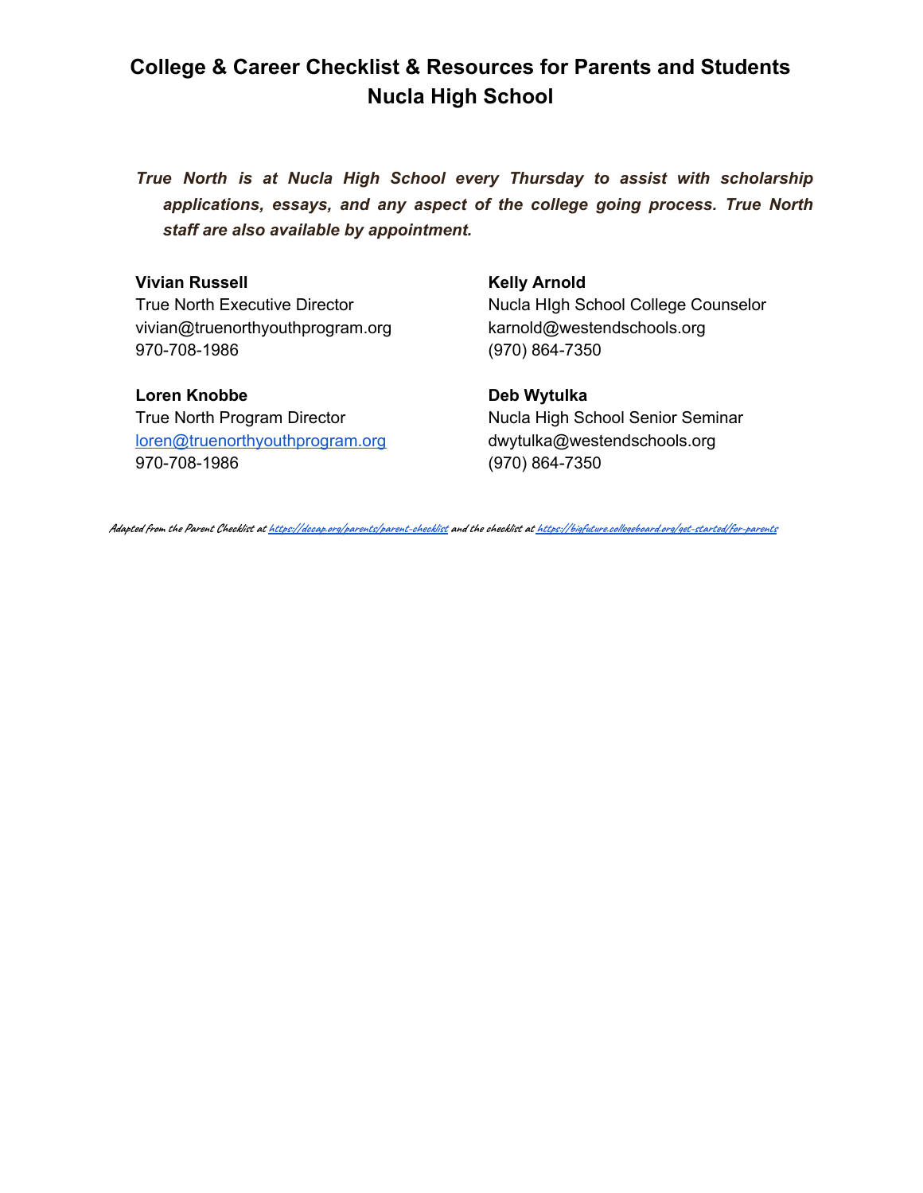# College & Career Checklist & Resources for Parents and Students
# Nucla High School

***True North is at Nucla High School every Thursday to assist with scholarship applications, essays, and any aspect of the college going process. True North staff are also available by appointment.***

**Vivian Russell**
True North Executive Director
vivian@truenorthyouthprogram.org
970-708-1986

**Loren Knobbe**
True North Program Director
[loren@truenorthyouthprogram.org](mailto:loren@truenorthyouthprogram.org)
970-708-1986

**Kelly Arnold**
Nucla HIgh School College Counselor
karnold@westendschools.org
(970) 864-7350

**Deb Wytulka**
Nucla High School Senior Seminar
dwytulka@westendschools.org
(970) 864-7350

Adapted from the Parent Checklist at [https://dccap.org/parents/parent-checklist](https://dccap.org/parents/parent-checklist) and the checklist at [https://bigfuture.collegeboard.org/get-started/for-parents](https://bigfuture.collegeboard.org/get-started/for-parents)